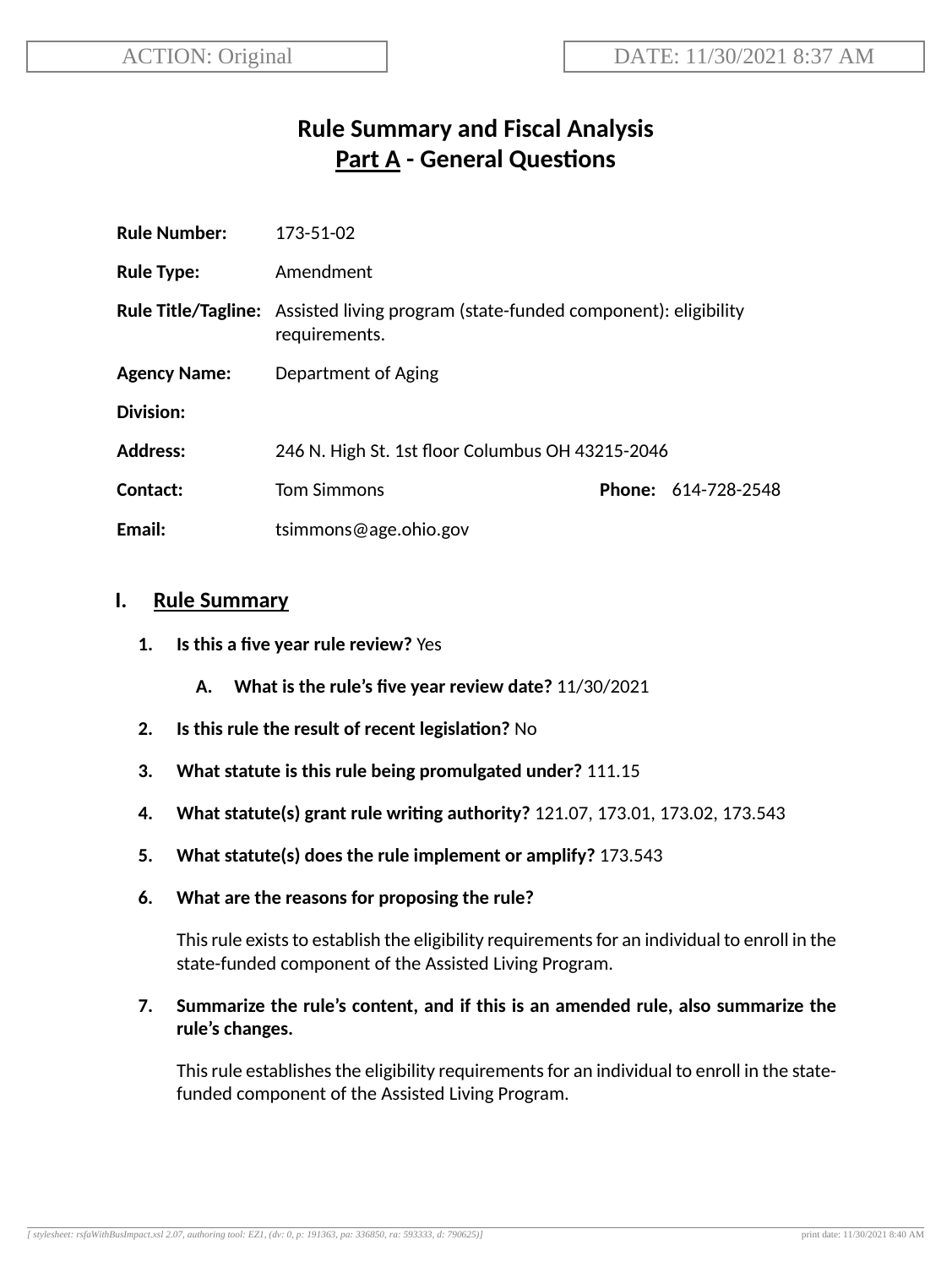ACTION: Original

DATE: 11/30/2021 8:37 AM

# Rule Summary and Fiscal Analysis
## Part A - General Questions

**Rule Number:** 173-51-02

**Rule Type:** Amendment

**Rule Title/Tagline:** Assisted living program (state-funded component): eligibility requirements.

**Agency Name:** Department of Aging

**Division:**

**Address:** 246 N. High St. 1st floor Columbus OH 43215-2046

**Contact:** Tom Simmons **Phone:** 614-728-2548

**Email:** tsimmons@age.ohio.gov

## I. Rule Summary

1. **Is this a five year rule review?** Yes
   - A. **What is the rule's five year review date?** 11/30/2021
2. **Is this rule the result of recent legislation?** No
3. **What statute is this rule being promulgated under?** 111.15
4. **What statute(s) grant rule writing authority?** 121.07, 173.01, 173.02, 173.543
5. **What statute(s) does the rule implement or amplify?** 173.543
6. **What are the reasons for proposing the rule?**

   This rule exists to establish the eligibility requirements for an individual to enroll in the state-funded component of the Assisted Living Program.

7. **Summarize the rule's content, and if this is an amended rule, also summarize the rule's changes.**

   This rule establishes the eligibility requirements for an individual to enroll in the state-funded component of the Assisted Living Program.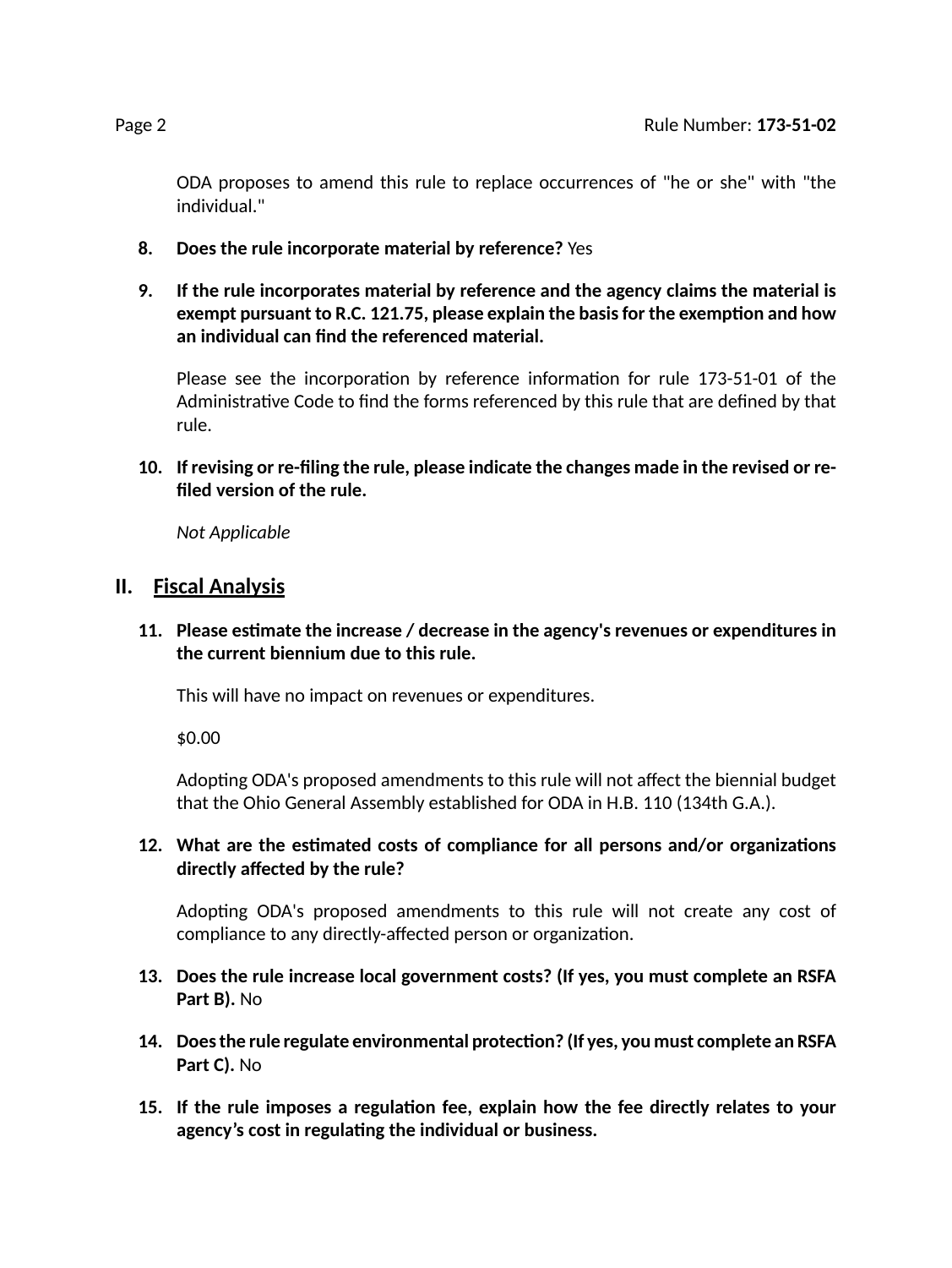ODA proposes to amend this rule to replace occurrences of "he or she" with "the individual."

8. **Does the rule incorporate material by reference?** Yes

9. **If the rule incorporates material by reference and the agency claims the material is exempt pursuant to R.C. 121.75, please explain the basis for the exemption and how an individual can find the referenced material.**

   Please see the incorporation by reference information for rule 173-51-01 of the Administrative Code to find the forms referenced by this rule that are defined by that rule.

10. **If revising or re-filing the rule, please indicate the changes made in the revised or re-filed version of the rule.**

    *Not Applicable*

## II. Fiscal Analysis

11. **Please estimate the increase / decrease in the agency's revenues or expenditures in the current biennium due to this rule.**

    This will have no impact on revenues or expenditures.

    $0.00

    Adopting ODA's proposed amendments to this rule will not affect the biennial budget that the Ohio General Assembly established for ODA in H.B. 110 (134th G.A.).

12. **What are the estimated costs of compliance for all persons and/or organizations directly affected by the rule?**

    Adopting ODA's proposed amendments to this rule will not create any cost of compliance to any directly-affected person or organization.

13. **Does the rule increase local government costs? (If yes, you must complete an RSFA Part B).** No

14. **Does the rule regulate environmental protection? (If yes, you must complete an RSFA Part C).** No

15. **If the rule imposes a regulation fee, explain how the fee directly relates to your agency's cost in regulating the individual or business.**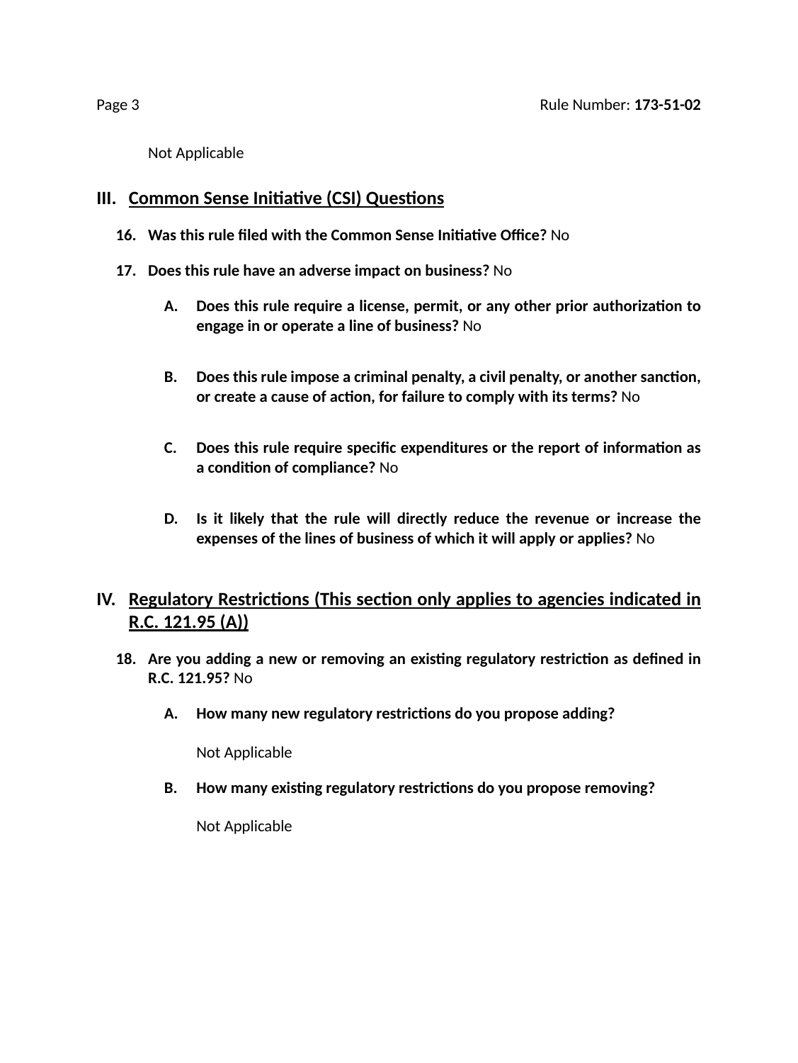Not Applicable

## III. Common Sense Initiative (CSI) Questions

16. **Was this rule filed with the Common Sense Initiative Office?** No

17. **Does this rule have an adverse impact on business?** No

    A. **Does this rule require a license, permit, or any other prior authorization to engage in or operate a line of business?** No

    B. **Does this rule impose a criminal penalty, a civil penalty, or another sanction, or create a cause of action, for failure to comply with its terms?** No

    C. **Does this rule require specific expenditures or the report of information as a condition of compliance?** No

    D. **Is it likely that the rule will directly reduce the revenue or increase the expenses of the lines of business of which it will apply or applies?** No

## IV. Regulatory Restrictions (This section only applies to agencies indicated in R.C. 121.95 (A))

18. **Are you adding a new or removing an existing regulatory restriction as defined in R.C. 121.95?** No

    A. **How many new regulatory restrictions do you propose adding?**

       Not Applicable

    B. **How many existing regulatory restrictions do you propose removing?**

       Not Applicable